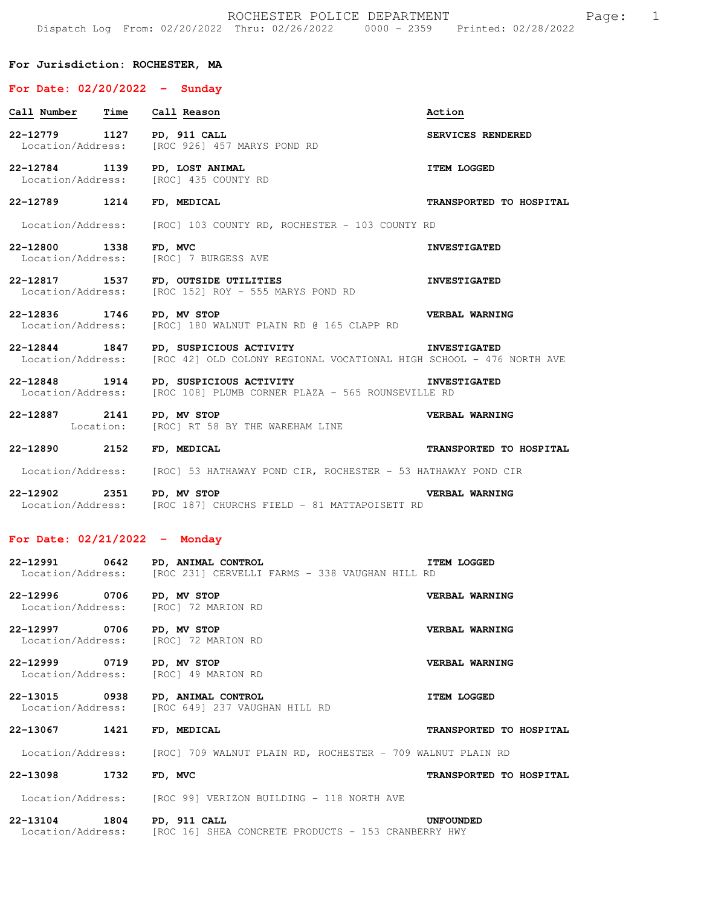# ROCHESTER POLICE DEPARTMENT

Dispatch Log From: 02/20/2022 Thru: 02/26/2022 0000 - 2359 Printed: 02/28/2022

**For Jurisdiction: ROCHESTER, MA**

## For Date: 02/20/2022 - Sunday

| Call Number | Time | Call Reason | Action |
|---|---|---|---|
| 22-12779 | 1127 | PD, 911 CALL | SERVICES RENDERED |
| Location/Address: | | [ROC 926] 457 MARYS POND RD | |
| 22-12784 | 1139 | PD, LOST ANIMAL | ITEM LOGGED |
| Location/Address: | | [ROC] 435 COUNTY RD | |
| 22-12789 | 1214 | FD, MEDICAL | TRANSPORTED TO HOSPITAL |
| Location/Address: | | [ROC] 103 COUNTY RD, ROCHESTER - 103 COUNTY RD | |
| 22-12800 | 1338 | FD, MVC | INVESTIGATED |
| Location/Address: | | [ROC] 7 BURGESS AVE | |
| 22-12817 | 1537 | FD, OUTSIDE UTILITIES | INVESTIGATED |
| Location/Address: | | [ROC 152] ROY - 555 MARYS POND RD | |
| 22-12836 | 1746 | PD, MV STOP | VERBAL WARNING |
| Location/Address: | | [ROC] 180 WALNUT PLAIN RD @ 165 CLAPP RD | |
| 22-12844 | 1847 | PD, SUSPICIOUS ACTIVITY | INVESTIGATED |
| Location/Address: | | [ROC 42] OLD COLONY REGIONAL VOCATIONAL HIGH SCHOOL - 476 NORTH AVE | |
| 22-12848 | 1914 | PD, SUSPICIOUS ACTIVITY | INVESTIGATED |
| Location/Address: | | [ROC 108] PLUMB CORNER PLAZA - 565 ROUNSEVILLE RD | |
| 22-12887 | 2141 | PD, MV STOP | VERBAL WARNING |
| Location: | | [ROC] RT 58 BY THE WAREHAM LINE | |
| 22-12890 | 2152 | FD, MEDICAL | TRANSPORTED TO HOSPITAL |
| Location/Address: | | [ROC] 53 HATHAWAY POND CIR, ROCHESTER - 53 HATHAWAY POND CIR | |
| 22-12902 | 2351 | PD, MV STOP | VERBAL WARNING |
| Location/Address: | | [ROC 187] CHURCHS FIELD - 81 MATTAPOISETT RD | |

## For Date: 02/21/2022 - Monday

| Call Number | Time | Call Reason | Action |
|---|---|---|---|
| 22-12991 | 0642 | PD, ANIMAL CONTROL | ITEM LOGGED |
| Location/Address: | | [ROC 231] CERVELLI FARMS - 338 VAUGHAN HILL RD | |
| 22-12996 | 0706 | PD, MV STOP | VERBAL WARNING |
| Location/Address: | | [ROC] 72 MARION RD | |
| 22-12997 | 0706 | PD, MV STOP | VERBAL WARNING |
| Location/Address: | | [ROC] 72 MARION RD | |
| 22-12999 | 0719 | PD, MV STOP | VERBAL WARNING |
| Location/Address: | | [ROC] 49 MARION RD | |
| 22-13015 | 0938 | PD, ANIMAL CONTROL | ITEM LOGGED |
| Location/Address: | | [ROC 649] 237 VAUGHAN HILL RD | |
| 22-13067 | 1421 | FD, MEDICAL | TRANSPORTED TO HOSPITAL |
| Location/Address: | | [ROC] 709 WALNUT PLAIN RD, ROCHESTER - 709 WALNUT PLAIN RD | |
| 22-13098 | 1732 | FD, MVC | TRANSPORTED TO HOSPITAL |
| Location/Address: | | [ROC 99] VERIZON BUILDING - 118 NORTH AVE | |
| 22-13104 | 1804 | PD, 911 CALL | UNFOUNDED |
| Location/Address: | | [ROC 16] SHEA CONCRETE PRODUCTS - 153 CRANBERRY HWY | |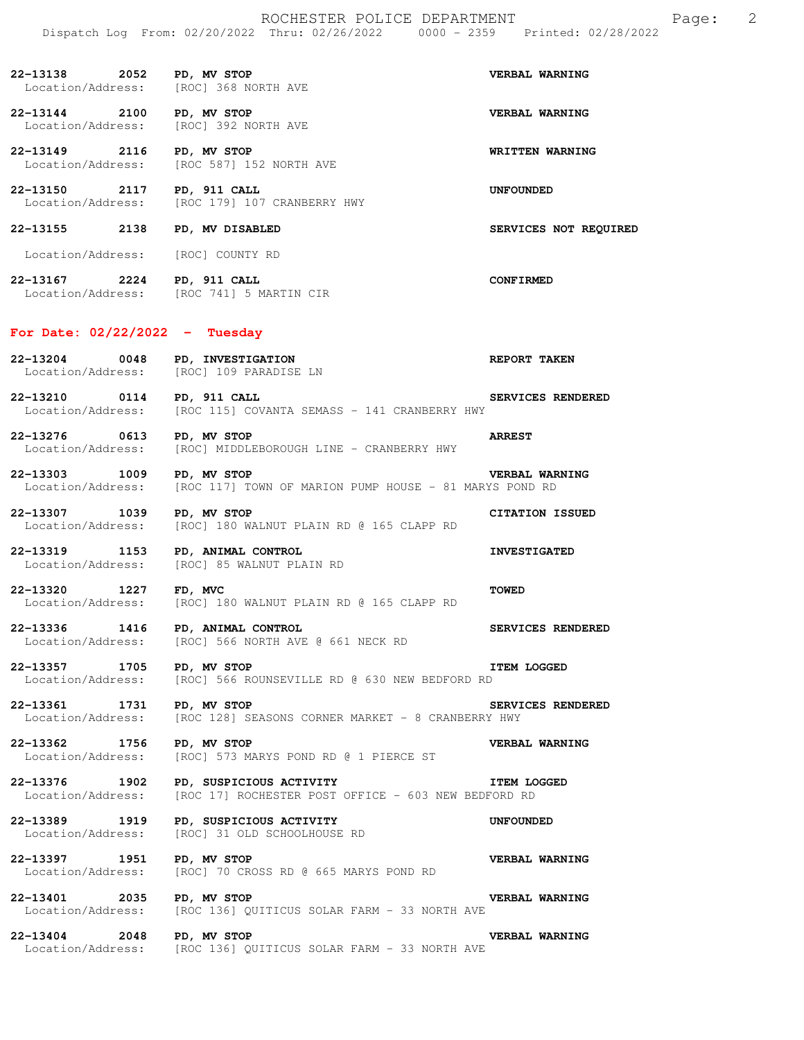**22-13138 2052 PD, MV STOP** — **VERBAL WARNING**
Location/Address: [ROC] 368 NORTH AVE

**22-13144 2100 PD, MV STOP** — **VERBAL WARNING**
Location/Address: [ROC] 392 NORTH AVE

**22-13149 2116 PD, MV STOP** — **WRITTEN WARNING**
Location/Address: [ROC 587] 152 NORTH AVE

**22-13150 2117 PD, 911 CALL** — **UNFOUNDED**
Location/Address: [ROC 179] 107 CRANBERRY HWY

**22-13155 2138 PD, MV DISABLED** — **SERVICES NOT REQUIRED**
Location/Address: [ROC] COUNTY RD

**22-13167 2224 PD, 911 CALL** — **CONFIRMED**
Location/Address: [ROC 741] 5 MARTIN CIR

## For Date: 02/22/2022 - Tuesday

**22-13204 0048 PD, INVESTIGATION** — **REPORT TAKEN**
Location/Address: [ROC] 109 PARADISE LN

**22-13210 0114 PD, 911 CALL** — **SERVICES RENDERED**
Location/Address: [ROC 115] COVANTA SEMASS - 141 CRANBERRY HWY

**22-13276 0613 PD, MV STOP** — **ARREST**
Location/Address: [ROC] MIDDLEBOROUGH LINE - CRANBERRY HWY

**22-13303 1009 PD, MV STOP** — **VERBAL WARNING**
Location/Address: [ROC 117] TOWN OF MARION PUMP HOUSE - 81 MARYS POND RD

**22-13307 1039 PD, MV STOP** — **CITATION ISSUED**
Location/Address: [ROC] 180 WALNUT PLAIN RD @ 165 CLAPP RD

**22-13319 1153 PD, ANIMAL CONTROL** — **INVESTIGATED**
Location/Address: [ROC] 85 WALNUT PLAIN RD

**22-13320 1227 FD, MVC** — **TOWED**
Location/Address: [ROC] 180 WALNUT PLAIN RD @ 165 CLAPP RD

**22-13336 1416 PD, ANIMAL CONTROL** — **SERVICES RENDERED**
Location/Address: [ROC] 566 NORTH AVE @ 661 NECK RD

**22-13357 1705 PD, MV STOP** — **ITEM LOGGED**
Location/Address: [ROC] 566 ROUNSEVILLE RD @ 630 NEW BEDFORD RD

**22-13361 1731 PD, MV STOP** — **SERVICES RENDERED**
Location/Address: [ROC 128] SEASONS CORNER MARKET - 8 CRANBERRY HWY

**22-13362 1756 PD, MV STOP** — **VERBAL WARNING**
Location/Address: [ROC] 573 MARYS POND RD @ 1 PIERCE ST

**22-13376 1902 PD, SUSPICIOUS ACTIVITY** — **ITEM LOGGED**
Location/Address: [ROC 17] ROCHESTER POST OFFICE - 603 NEW BEDFORD RD

**22-13389 1919 PD, SUSPICIOUS ACTIVITY** — **UNFOUNDED**
Location/Address: [ROC] 31 OLD SCHOOLHOUSE RD

**22-13397 1951 PD, MV STOP** — **VERBAL WARNING**
Location/Address: [ROC] 70 CROSS RD @ 665 MARYS POND RD

**22-13401 2035 PD, MV STOP** — **VERBAL WARNING**
Location/Address: [ROC 136] QUITICUS SOLAR FARM - 33 NORTH AVE

**22-13404 2048 PD, MV STOP** — **VERBAL WARNING**
Location/Address: [ROC 136] QUITICUS SOLAR FARM - 33 NORTH AVE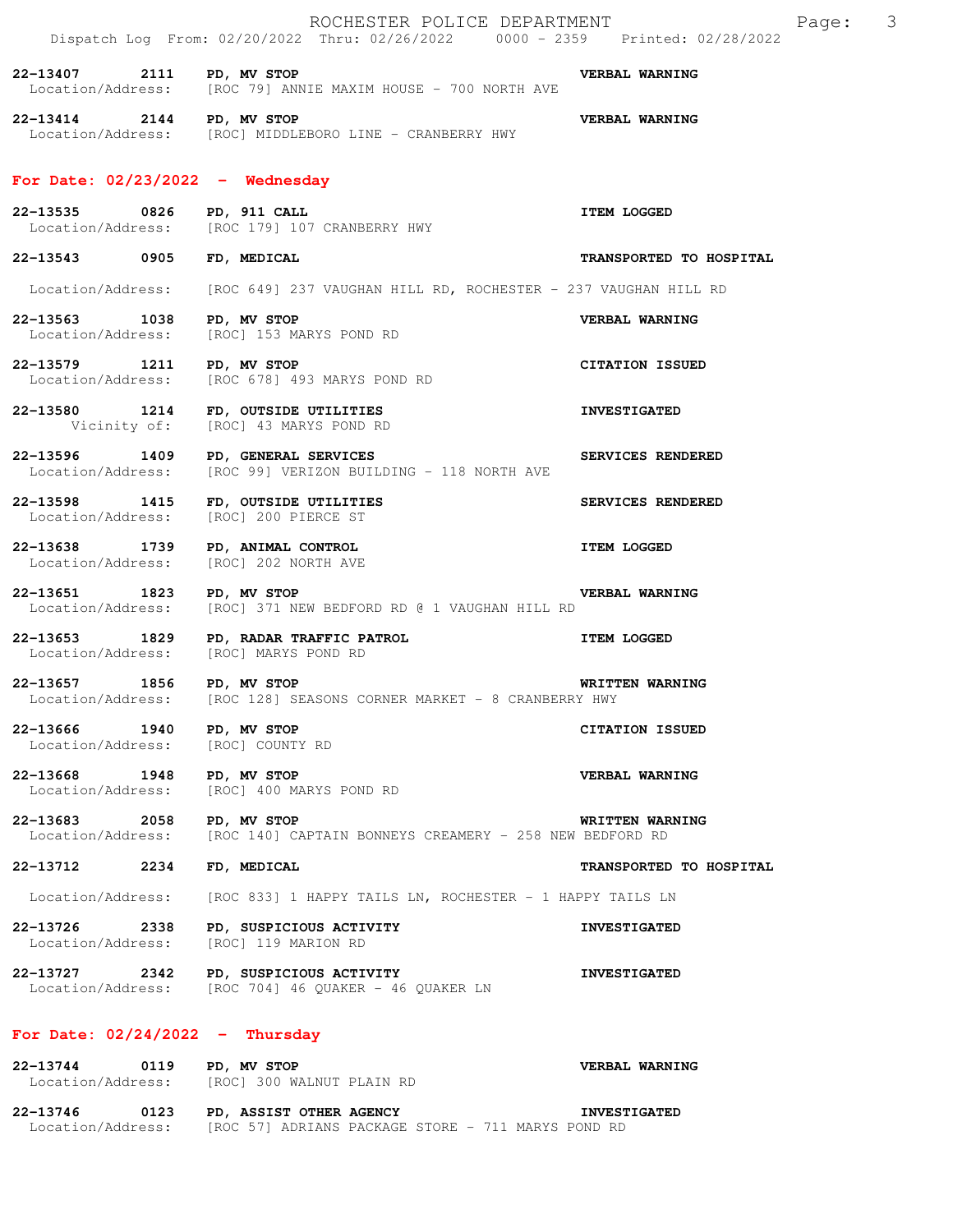22-13407 2111 **PD, MV STOP** **VERBAL WARNING**
Location/Address: [ROC 79] ANNIE MAXIM HOUSE - 700 NORTH AVE

22-13414 2144 **PD, MV STOP** **VERBAL WARNING**
Location/Address: [ROC] MIDDLEBORO LINE - CRANBERRY HWY

## For Date: 02/23/2022 - Wednesday

22-13535 0826 **PD, 911 CALL** **ITEM LOGGED**
Location/Address: [ROC 179] 107 CRANBERRY HWY

22-13543 0905 **FD, MEDICAL** **TRANSPORTED TO HOSPITAL**
Location/Address: [ROC 649] 237 VAUGHAN HILL RD, ROCHESTER - 237 VAUGHAN HILL RD

22-13563 1038 **PD, MV STOP** **VERBAL WARNING**
Location/Address: [ROC] 153 MARYS POND RD

22-13579 1211 **PD, MV STOP** **CITATION ISSUED**
Location/Address: [ROC 678] 493 MARYS POND RD

22-13580 1214 **FD, OUTSIDE UTILITIES** **INVESTIGATED**
Vicinity of: [ROC] 43 MARYS POND RD

22-13596 1409 **PD, GENERAL SERVICES** **SERVICES RENDERED**
Location/Address: [ROC 99] VERIZON BUILDING - 118 NORTH AVE

22-13598 1415 **FD, OUTSIDE UTILITIES** **SERVICES RENDERED**
Location/Address: [ROC] 200 PIERCE ST

22-13638 1739 **PD, ANIMAL CONTROL** **ITEM LOGGED**
Location/Address: [ROC] 202 NORTH AVE

22-13651 1823 **PD, MV STOP** **VERBAL WARNING**
Location/Address: [ROC] 371 NEW BEDFORD RD @ 1 VAUGHAN HILL RD

22-13653 1829 **PD, RADAR TRAFFIC PATROL** **ITEM LOGGED**
Location/Address: [ROC] MARYS POND RD

22-13657 1856 **PD, MV STOP** **WRITTEN WARNING**
Location/Address: [ROC 128] SEASONS CORNER MARKET - 8 CRANBERRY HWY

22-13666 1940 **PD, MV STOP** **CITATION ISSUED**
Location/Address: [ROC] COUNTY RD

22-13668 1948 **PD, MV STOP** **VERBAL WARNING**
Location/Address: [ROC] 400 MARYS POND RD

22-13683 2058 **PD, MV STOP** **WRITTEN WARNING**
Location/Address: [ROC 140] CAPTAIN BONNEYS CREAMERY - 258 NEW BEDFORD RD

22-13712 2234 **FD, MEDICAL** **TRANSPORTED TO HOSPITAL**
Location/Address: [ROC 833] 1 HAPPY TAILS LN, ROCHESTER - 1 HAPPY TAILS LN

22-13726 2338 **PD, SUSPICIOUS ACTIVITY** **INVESTIGATED**
Location/Address: [ROC] 119 MARION RD

22-13727 2342 **PD, SUSPICIOUS ACTIVITY** **INVESTIGATED**
Location/Address: [ROC 704] 46 QUAKER - 46 QUAKER LN

## For Date: 02/24/2022 - Thursday

22-13744 0119 **PD, MV STOP** **VERBAL WARNING**
Location/Address: [ROC] 300 WALNUT PLAIN RD

22-13746 0123 **PD, ASSIST OTHER AGENCY** **INVESTIGATED**
Location/Address: [ROC 57] ADRIANS PACKAGE STORE - 711 MARYS POND RD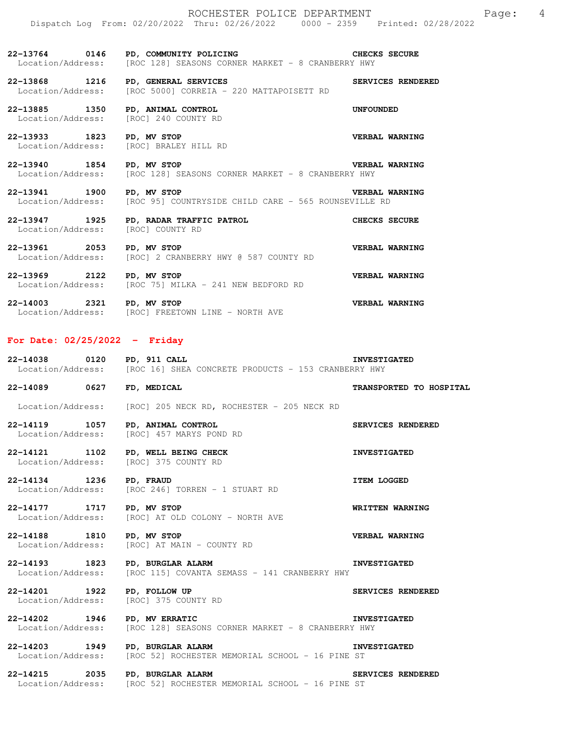| Call Number | Time | Call Reason | Action |
|---|---|---|---|
| **22-13764** | **0146** | **PD, COMMUNITY POLICING** | **CHECKS SECURE** |
| Location/Address: | | [ROC 128] SEASONS CORNER MARKET - 8 CRANBERRY HWY | |
| **22-13868** | **1216** | **PD, GENERAL SERVICES** | **SERVICES RENDERED** |
| Location/Address: | | [ROC 5000] CORREIA - 220 MATTAPOISETT RD | |
| **22-13885** | **1350** | **PD, ANIMAL CONTROL** | **UNFOUNDED** |
| Location/Address: | | [ROC] 240 COUNTY RD | |
| **22-13933** | **1823** | **PD, MV STOP** | **VERBAL WARNING** |
| Location/Address: | | [ROC] BRALEY HILL RD | |
| **22-13940** | **1854** | **PD, MV STOP** | **VERBAL WARNING** |
| Location/Address: | | [ROC 128] SEASONS CORNER MARKET - 8 CRANBERRY HWY | |
| **22-13941** | **1900** | **PD, MV STOP** | **VERBAL WARNING** |
| Location/Address: | | [ROC 95] COUNTRYSIDE CHILD CARE - 565 ROUNSEVILLE RD | |
| **22-13947** | **1925** | **PD, RADAR TRAFFIC PATROL** | **CHECKS SECURE** |
| Location/Address: | | [ROC] COUNTY RD | |
| **22-13961** | **2053** | **PD, MV STOP** | **VERBAL WARNING** |
| Location/Address: | | [ROC] 2 CRANBERRY HWY @ 587 COUNTY RD | |
| **22-13969** | **2122** | **PD, MV STOP** | **VERBAL WARNING** |
| Location/Address: | | [ROC 75] MILKA - 241 NEW BEDFORD RD | |
| **22-14003** | **2321** | **PD, MV STOP** | **VERBAL WARNING** |
| Location/Address: | | [ROC] FREETOWN LINE - NORTH AVE | |

## For Date: 02/25/2022 - Friday

| Call Number | Time | Call Reason | Action |
|---|---|---|---|
| **22-14038** | **0120** | **PD, 911 CALL** | **INVESTIGATED** |
| Location/Address: | | [ROC 16] SHEA CONCRETE PRODUCTS - 153 CRANBERRY HWY | |
| **22-14089** | **0627** | **FD, MEDICAL** | **TRANSPORTED TO HOSPITAL** |
| Location/Address: | | [ROC] 205 NECK RD, ROCHESTER - 205 NECK RD | |
| **22-14119** | **1057** | **PD, ANIMAL CONTROL** | **SERVICES RENDERED** |
| Location/Address: | | [ROC] 457 MARYS POND RD | |
| **22-14121** | **1102** | **PD, WELL BEING CHECK** | **INVESTIGATED** |
| Location/Address: | | [ROC] 375 COUNTY RD | |
| **22-14134** | **1236** | **PD, FRAUD** | **ITEM LOGGED** |
| Location/Address: | | [ROC 246] TORREN - 1 STUART RD | |
| **22-14177** | **1717** | **PD, MV STOP** | **WRITTEN WARNING** |
| Location/Address: | | [ROC] AT OLD COLONY - NORTH AVE | |
| **22-14188** | **1810** | **PD, MV STOP** | **VERBAL WARNING** |
| Location/Address: | | [ROC] AT MAIN - COUNTY RD | |
| **22-14193** | **1823** | **PD, BURGLAR ALARM** | **INVESTIGATED** |
| Location/Address: | | [ROC 115] COVANTA SEMASS - 141 CRANBERRY HWY | |
| **22-14201** | **1922** | **PD, FOLLOW UP** | **SERVICES RENDERED** |
| Location/Address: | | [ROC] 375 COUNTY RD | |
| **22-14202** | **1946** | **PD, MV ERRATIC** | **INVESTIGATED** |
| Location/Address: | | [ROC 128] SEASONS CORNER MARKET - 8 CRANBERRY HWY | |
| **22-14203** | **1949** | **PD, BURGLAR ALARM** | **INVESTIGATED** |
| Location/Address: | | [ROC 52] ROCHESTER MEMORIAL SCHOOL - 16 PINE ST | |
| **22-14215** | **2035** | **PD, BURGLAR ALARM** | **SERVICES RENDERED** |
| Location/Address: | | [ROC 52] ROCHESTER MEMORIAL SCHOOL - 16 PINE ST | |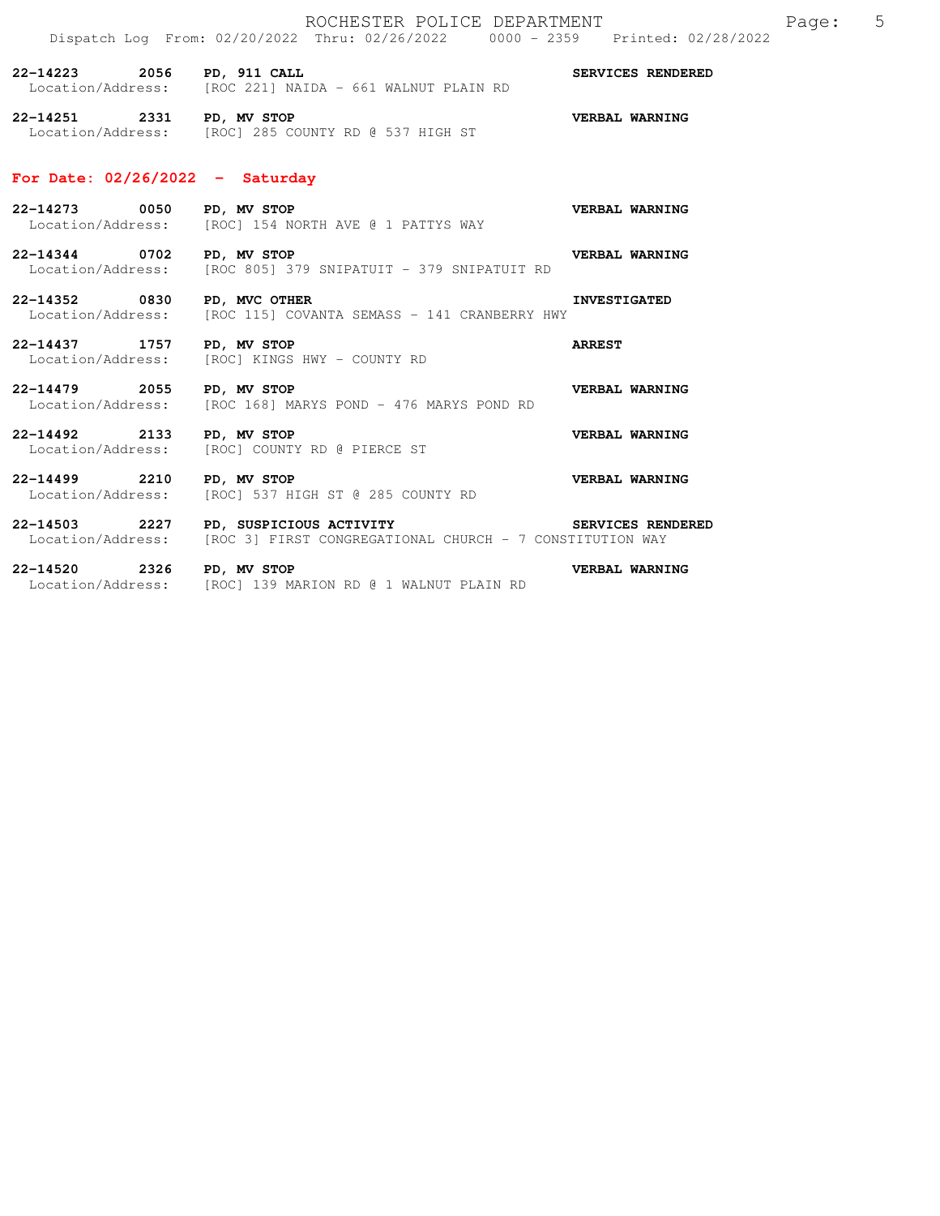22-14223 2056 **PD, 911 CALL** **SERVICES RENDERED**
Location/Address: [ROC 221] NAIDA - 661 WALNUT PLAIN RD

22-14251 2331 **PD, MV STOP** **VERBAL WARNING**
Location/Address: [ROC] 285 COUNTY RD @ 537 HIGH ST

## For Date: 02/26/2022 - Saturday

22-14273 0050 **PD, MV STOP** **VERBAL WARNING**
Location/Address: [ROC] 154 NORTH AVE @ 1 PATTYS WAY

22-14344 0702 **PD, MV STOP** **VERBAL WARNING**
Location/Address: [ROC 805] 379 SNIPATUIT - 379 SNIPATUIT RD

22-14352 0830 **PD, MVC OTHER** **INVESTIGATED**
Location/Address: [ROC 115] COVANTA SEMASS - 141 CRANBERRY HWY

22-14437 1757 **PD, MV STOP** **ARREST**
Location/Address: [ROC] KINGS HWY - COUNTY RD

22-14479 2055 **PD, MV STOP** **VERBAL WARNING**
Location/Address: [ROC 168] MARYS POND - 476 MARYS POND RD

22-14492 2133 **PD, MV STOP** **VERBAL WARNING**
Location/Address: [ROC] COUNTY RD @ PIERCE ST

22-14499 2210 **PD, MV STOP** **VERBAL WARNING**
Location/Address: [ROC] 537 HIGH ST @ 285 COUNTY RD

22-14503 2227 **PD, SUSPICIOUS ACTIVITY** **SERVICES RENDERED**
Location/Address: [ROC 3] FIRST CONGREGATIONAL CHURCH - 7 CONSTITUTION WAY

22-14520 2326 **PD, MV STOP** **VERBAL WARNING**
Location/Address: [ROC] 139 MARION RD @ 1 WALNUT PLAIN RD